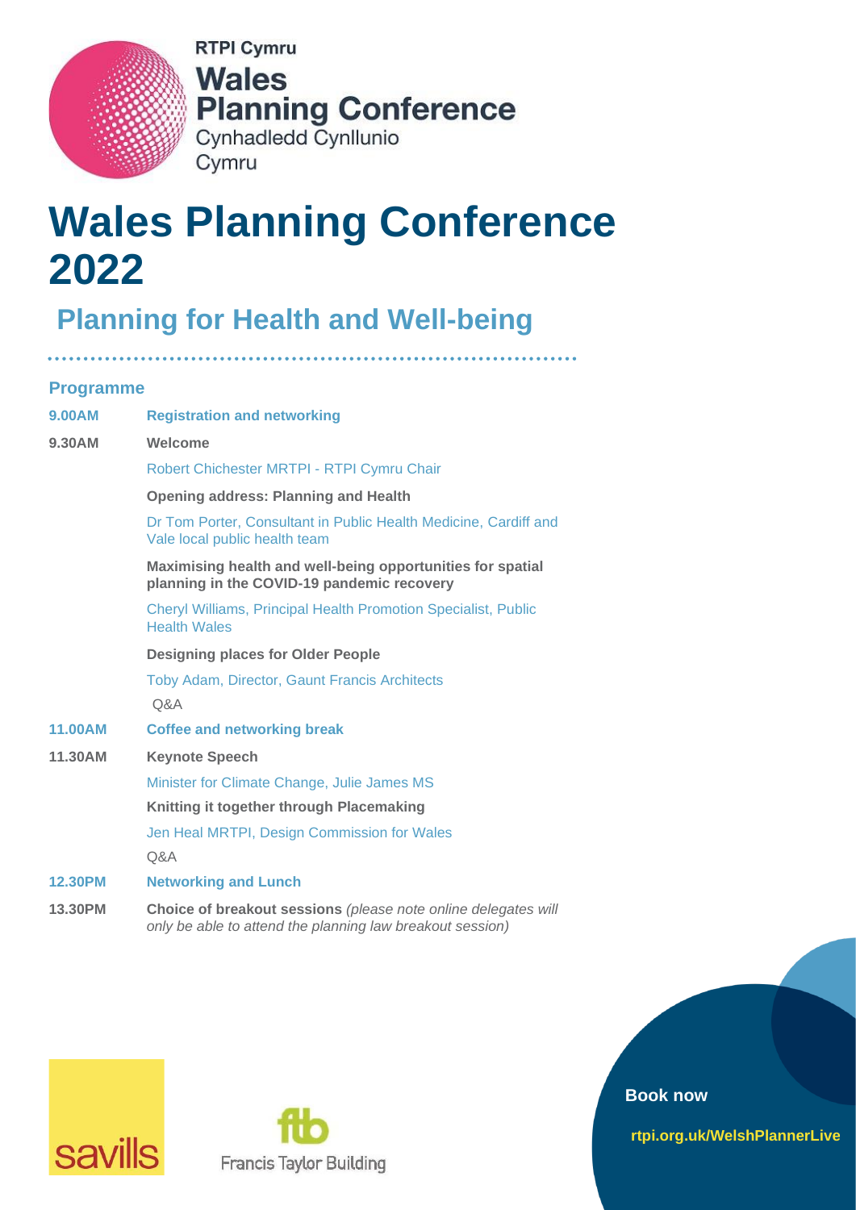RTPI Cymru

**Wales Planning Conference**

Cynhadledd Cynllunio Cymru

# Wales Planning Conference 2022

## Planning for Health and Well-being

### Programme

**9.00AM** **Registration and networking**

**9.30AM** **Welcome**

Robert Chichester MRTPI - RTPI Cymru Chair

**Opening address: Planning and Health**

Dr Tom Porter, Consultant in Public Health Medicine, Cardiff and Vale local public health team

**Maximising health and well-being opportunities for spatial planning in the COVID-19 pandemic recovery**

Cheryl Williams, Principal Health Promotion Specialist, Public Health Wales

**Designing places for Older People**

Toby Adam, Director, Gaunt Francis Architects

Q&A

**11.00AM** **Coffee and networking break**

**11.30AM** **Keynote Speech**

Minister for Climate Change, Julie James MS

**Knitting it together through Placemaking**

Jen Heal MRTPI, Design Commission for Wales

Q&A

**12.30PM** **Networking and Lunch**

**13.30PM** **Choice of breakout sessions** *(please note online delegates will only be able to attend the planning law breakout session)*

savills

ftb Francis Taylor Building

**Book now**

**rtpi.org.uk/WelshPlannerLive**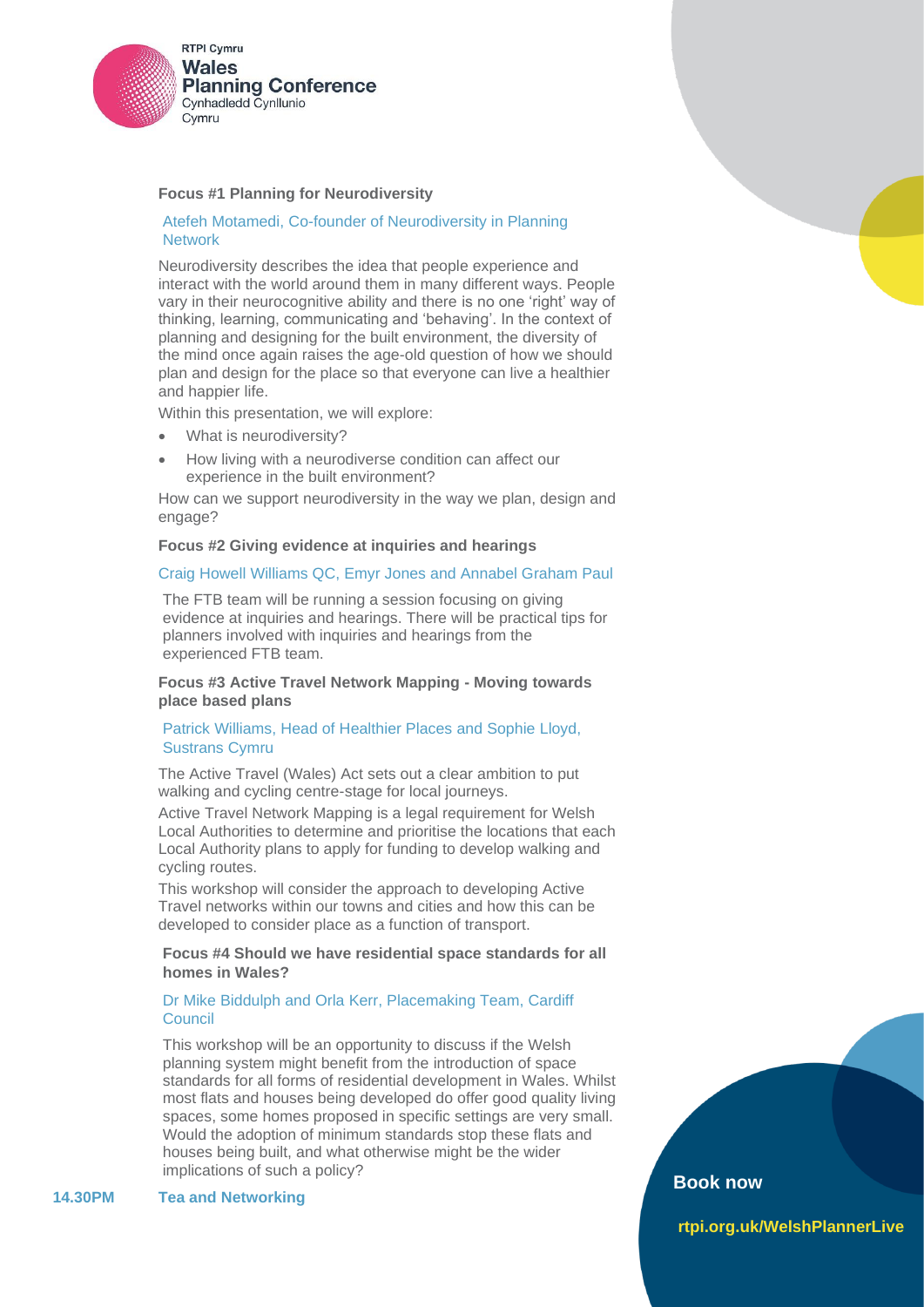### Focus #1 Planning for Neurodiversity

Atefeh Motamedi, Co-founder of Neurodiversity in Planning Network

Neurodiversity describes the idea that people experience and interact with the world around them in many different ways. People vary in their neurocognitive ability and there is no one 'right' way of thinking, learning, communicating and 'behaving'. In the context of planning and designing for the built environment, the diversity of the mind once again raises the age-old question of how we should plan and design for the place so that everyone can live a healthier and happier life.

Within this presentation, we will explore:

- What is neurodiversity?
- How living with a neurodiverse condition can affect our experience in the built environment?

How can we support neurodiversity in the way we plan, design and engage?

### Focus #2 Giving evidence at inquiries and hearings

Craig Howell Williams QC, Emyr Jones and Annabel Graham Paul

The FTB team will be running a session focusing on giving evidence at inquiries and hearings. There will be practical tips for planners involved with inquiries and hearings from the experienced FTB team.

### Focus #3 Active Travel Network Mapping - Moving towards place based plans

Patrick Williams, Head of Healthier Places and Sophie Lloyd, Sustrans Cymru

The Active Travel (Wales) Act sets out a clear ambition to put walking and cycling centre-stage for local journeys.

Active Travel Network Mapping is a legal requirement for Welsh Local Authorities to determine and prioritise the locations that each Local Authority plans to apply for funding to develop walking and cycling routes.

This workshop will consider the approach to developing Active Travel networks within our towns and cities and how this can be developed to consider place as a function of transport.

### Focus #4 Should we have residential space standards for all homes in Wales?

Dr Mike Biddulph and Orla Kerr, Placemaking Team, Cardiff Council

This workshop will be an opportunity to discuss if the Welsh planning system might benefit from the introduction of space standards for all forms of residential development in Wales. Whilst most flats and houses being developed do offer good quality living spaces, some homes proposed in specific settings are very small. Would the adoption of minimum standards stop these flats and houses being built, and what otherwise might be the wider implications of such a policy?

**14.30PM** **Tea and Networking**

**Book now**

**rtpi.org.uk/WelshPlannerLive**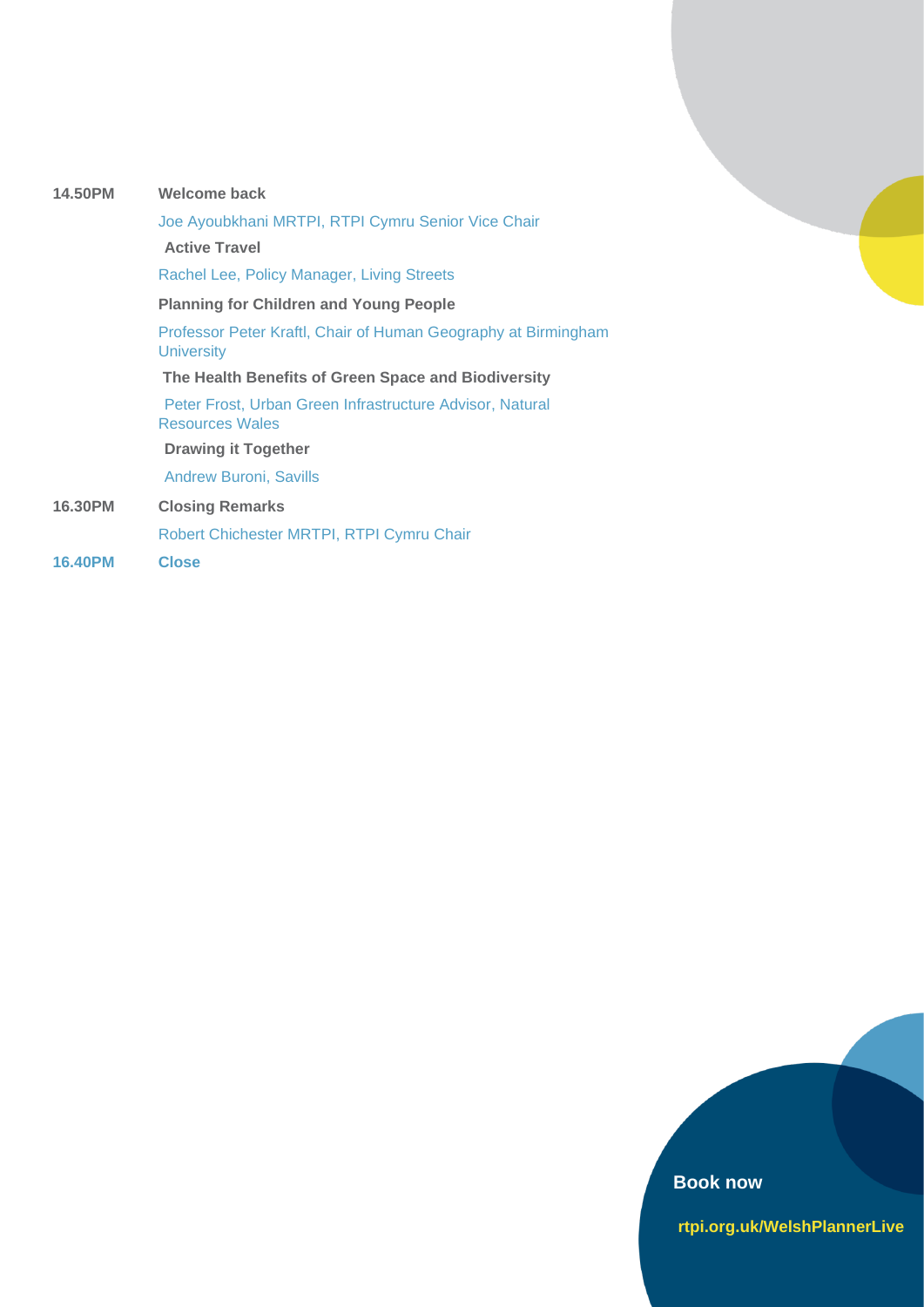**14.50PM** **Welcome back**

Joe Ayoubkhani MRTPI, RTPI Cymru Senior Vice Chair

**Active Travel**

Rachel Lee, Policy Manager, Living Streets

**Planning for Children and Young People**

Professor Peter Kraftl, Chair of Human Geography at Birmingham University

**The Health Benefits of Green Space and Biodiversity**

Peter Frost, Urban Green Infrastructure Advisor, Natural Resources Wales

**Drawing it Together**

Andrew Buroni, Savills

**16.30PM** **Closing Remarks**

Robert Chichester MRTPI, RTPI Cymru Chair

**16.40PM** **Close**

**Book now**

**rtpi.org.uk/WelshPlannerLive**